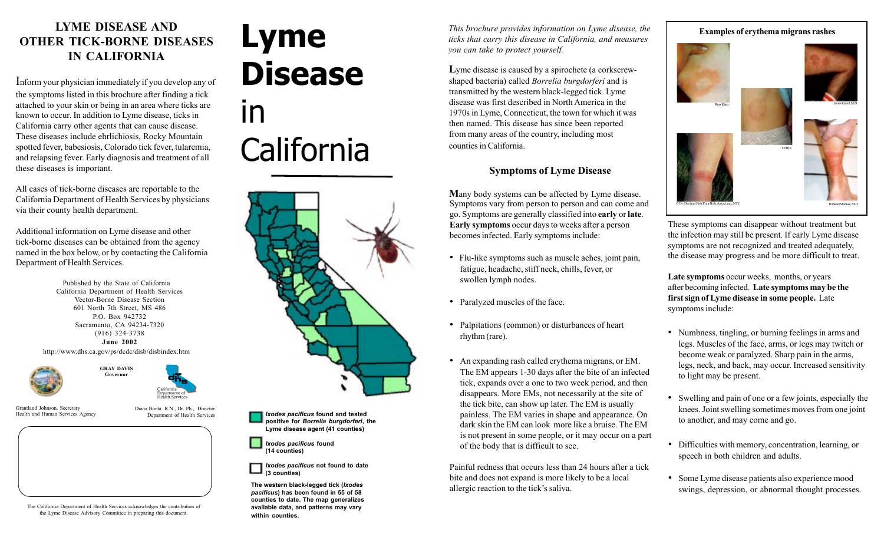# LYME DISEASE AND OTHER TICK-BORNE DISEASES IN CALIFORNIA

Inform your physician immediately if you develop any of the symptoms listed in this brochure after finding a tick attached to your skin or being in an area where ticks are known to occur. In addition to Lyme disease, ticks in California carry other agents that can cause disease. These diseases include ehrlichiosis, Rocky Mountain spotted fever, babesiosis, Colorado tick fever, tularemia, and relapsing fever. Early diagnosis and treatment of all these diseases is important.

All cases of tick-borne diseases are reportable to the California Department of Health Services by physicians via their county health department.

Additional information on Lyme disease and other tick-borne diseases can be obtained from the agency named in the box below, or by contacting the California Department of Health Services.

Published by the State of California
California Department of Health Services
Vector-Borne Disease Section
601 North 7th Street, MS 486
P.O. Box 942732
Sacramento, CA 94234-7320
(916) 324-3738
**June 2002**
http://www.dhs.ca.gov/ps/dcdc/disb/disbindex.htm

**GRAY DAVIS**
**Governor**

California Department of Health Services

Grantland Johnson, Secretary
Health and Human Services Agency

Diana Bontá R.N., Dr. Ph., Director
Department of Health Services

The California Department of Health Services acknowledges the contribution of the Lyme Disease Advisory Committee in preparing this document.

# Lyme Disease in California

***Ixodes pacificus* found and tested positive for *Borrelia burgdorferi*, the Lyme disease agent (41 counties)**

***Ixodes pacificus* found (14 counties)**

***Ixodes pacificus* not found to date (3 counties)**

**The western black-legged tick (*Ixodes pacificus*) has been found in 55 of 58 counties to date. The map generalizes available data, and patterns may vary within counties.**

*This brochure provides information on Lyme disease, the ticks that carry this disease in California, and measures you can take to protect yourself.*

Lyme disease is caused by a spirochete (a corkscrew-shaped bacteria) called *Borrelia burgdorferi* and is transmitted by the western black-legged tick. Lyme disease was first described in North America in the 1970s in Lyme, Connecticut, the town for which it was then named. This disease has since been reported from many areas of the country, including most counties in California.

## Symptoms of Lyme Disease

Many body systems can be affected by Lyme disease. Symptoms vary from person to person and can come and go. Symptoms are generally classified into **early** or **late**. **Early symptoms** occur days to weeks after a person becomes infected. Early symptoms include:

- Flu-like symptoms such as muscle aches, joint pain, fatigue, headache, stiff neck, chills, fever, or swollen lymph nodes.
- Paralyzed muscles of the face.
- Palpitations (common) or disturbances of heart rhythm (rare).
- An expanding rash called erythema migrans, or EM. The EM appears 1-30 days after the bite of an infected tick, expands over a one to two week period, and then disappears. More EMs, not necessarily at the site of the tick bite, can show up later. The EM is usually painless. The EM varies in shape and appearance. On dark skin the EM can look more like a bruise. The EM is not present in some people, or it may occur on a part of the body that is difficult to see.

Painful redness that occurs less than 24 hours after a tick bite and does not expand is more likely to be a local allergic reaction to the tick's saliva.

**Examples of erythema migrans rashes**

Ross Ritter — James Katzel, M.D. — CDHS — © Dr. Durland Fish/Tran Hyle Associates, NYC — Raphael Stricker, M.D.

These symptoms can disappear without treatment but the infection may still be present. If early Lyme disease symptoms are not recognized and treated adequately, the disease may progress and be more difficult to treat.

**Late symptoms** occur weeks, months, or years after becoming infected. **Late symptoms may be the first sign of Lyme disease in some people.** Late symptoms include:

- Numbness, tingling, or burning feelings in arms and legs. Muscles of the face, arms, or legs may twitch or become weak or paralyzed. Sharp pain in the arms, legs, neck, and back, may occur. Increased sensitivity to light may be present.
- Swelling and pain of one or a few joints, especially the knees. Joint swelling sometimes moves from one joint to another, and may come and go.
- Difficulties with memory, concentration, learning, or speech in both children and adults.
- Some Lyme disease patients also experience mood swings, depression, or abnormal thought processes.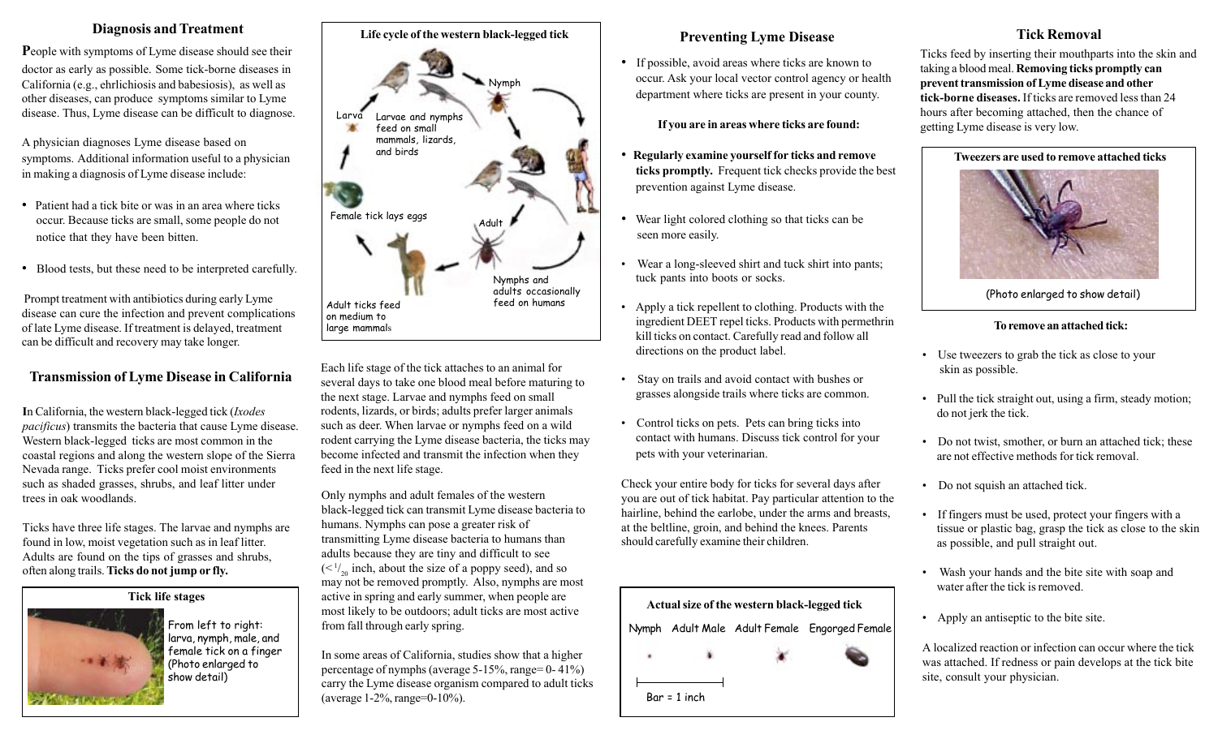## Diagnosis and Treatment

People with symptoms of Lyme disease should see their doctor as early as possible. Some tick-borne diseases in California (e.g., ehrlichiosis and babesiosis), as well as other diseases, can produce symptoms similar to Lyme disease. Thus, Lyme disease can be difficult to diagnose.

A physician diagnoses Lyme disease based on symptoms. Additional information useful to a physician in making a diagnosis of Lyme disease include:

- Patient had a tick bite or was in an area where ticks occur. Because ticks are small, some people do not notice that they have been bitten.
- Blood tests, but these need to be interpreted carefully.

Prompt treatment with antibiotics during early Lyme disease can cure the infection and prevent complications of late Lyme disease. If treatment is delayed, treatment can be difficult and recovery may take longer.

## Transmission of Lyme Disease in California

In California, the western black-legged tick (*Ixodes pacificus*) transmits the bacteria that cause Lyme disease. Western black-legged ticks are most common in the coastal regions and along the western slope of the Sierra Nevada range. Ticks prefer cool moist environments such as shaded grasses, shrubs, and leaf litter under trees in oak woodlands.

Ticks have three life stages. The larvae and nymphs are found in low, moist vegetation such as in leaf litter. Adults are found on the tips of grasses and shrubs, often along trails. **Ticks do not jump or fly.**

**Tick life stages**

From left to right: larva, nymph, male, and female tick on a finger (Photo enlarged to show detail)

**Life cycle of the western black-legged tick**

Nymph

Larva

Larvae and nymphs feed on small mammals, lizards, and birds

Female tick lays eggs

Adult

Nymphs and adults occasionally feed on humans

Adult ticks feed on medium to large mammals

Each life stage of the tick attaches to an animal for several days to take one blood meal before maturing to the next stage. Larvae and nymphs feed on small rodents, lizards, or birds; adults prefer larger animals such as deer. When larvae or nymphs feed on a wild rodent carrying the Lyme disease bacteria, the ticks may become infected and transmit the infection when they feed in the next life stage.

Only nymphs and adult females of the western black-legged tick can transmit Lyme disease bacteria to humans. Nymphs can pose a greater risk of transmitting Lyme disease bacteria to humans than adults because they are tiny and difficult to see ($< \frac{1}{20}$ inch, about the size of a poppy seed), and so may not be removed promptly. Also, nymphs are most active in spring and early summer, when people are most likely to be outdoors; adult ticks are most active from fall through early spring.

In some areas of California, studies show that a higher percentage of nymphs (average 5-15%, range= 0- 41%) carry the Lyme disease organism compared to adult ticks (average 1-2%, range=0-10%).

## Preventing Lyme Disease

- If possible, avoid areas where ticks are known to occur. Ask your local vector control agency or health department where ticks are present in your county.

**If you are in areas where ticks are found:**

- **Regularly examine yourself for ticks and remove ticks promptly.** Frequent tick checks provide the best prevention against Lyme disease.
- Wear light colored clothing so that ticks can be seen more easily.
- Wear a long-sleeved shirt and tuck shirt into pants; tuck pants into boots or socks.
- Apply a tick repellent to clothing. Products with the ingredient DEET repel ticks. Products with permethrin kill ticks on contact. Carefully read and follow all directions on the product label.
- Stay on trails and avoid contact with bushes or grasses alongside trails where ticks are common.
- Control ticks on pets. Pets can bring ticks into contact with humans. Discuss tick control for your pets with your veterinarian.

Check your entire body for ticks for several days after you are out of tick habitat. Pay particular attention to the hairline, behind the earlobe, under the arms and breasts, at the beltline, groin, and behind the knees. Parents should carefully examine their children.

**Actual size of the western black-legged tick**

Nymph | Adult Male | Adult Female | Engorged Female

Bar = 1 inch

## Tick Removal

Ticks feed by inserting their mouthparts into the skin and taking a blood meal. **Removing ticks promptly can prevent transmission of Lyme disease and other tick-borne diseases.** If ticks are removed less than 24 hours after becoming attached, then the chance of getting Lyme disease is very low.

**Tweezers are used to remove attached ticks**

(Photo enlarged to show detail)

**To remove an attached tick:**

- Use tweezers to grab the tick as close to your skin as possible.
- Pull the tick straight out, using a firm, steady motion; do not jerk the tick.
- Do not twist, smother, or burn an attached tick; these are not effective methods for tick removal.
- Do not squish an attached tick.
- If fingers must be used, protect your fingers with a tissue or plastic bag, grasp the tick as close to the skin as possible, and pull straight out.
- Wash your hands and the bite site with soap and water after the tick is removed.
- Apply an antiseptic to the bite site.

A localized reaction or infection can occur where the tick was attached. If redness or pain develops at the tick bite site, consult your physician.